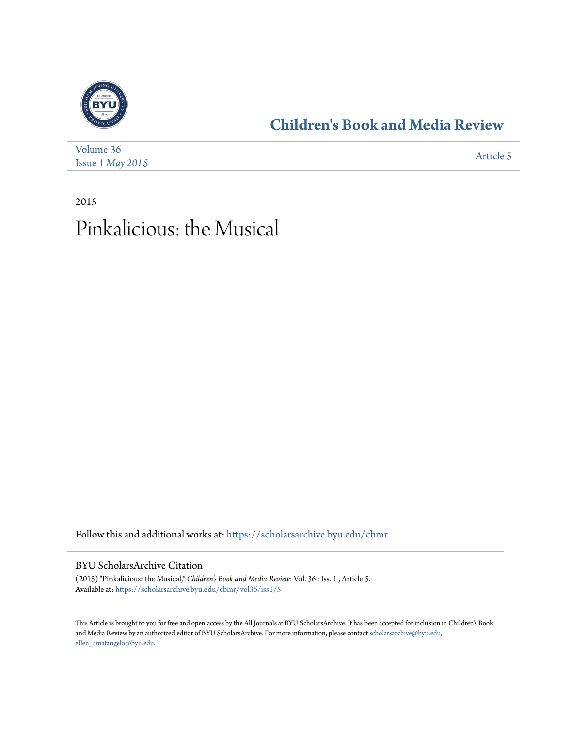# Children's Book and Media Review

Volume 36
Issue 1 *May 2015*

Article 5

2015

# Pinkalicious: the Musical

Follow this and additional works at: https://scholarsarchive.byu.edu/cbmr

## BYU ScholarsArchive Citation

(2015) "Pinkalicious: the Musical," *Children's Book and Media Review*: Vol. 36 : Iss. 1 , Article 5.
Available at: https://scholarsarchive.byu.edu/cbmr/vol36/iss1/5

This Article is brought to you for free and open access by the All Journals at BYU ScholarsArchive. It has been accepted for inclusion in Children's Book and Media Review by an authorized editor of BYU ScholarsArchive. For more information, please contact scholarsarchive@byu.edu, ellen_amatangelo@byu.edu.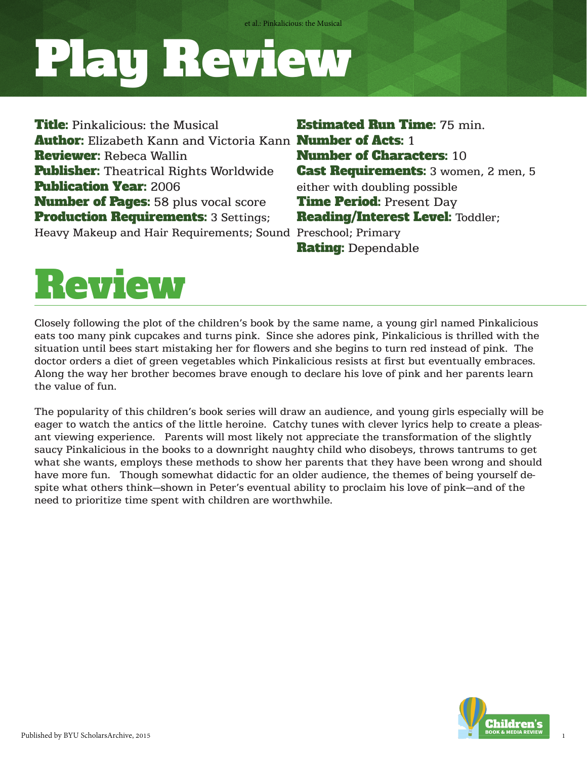# Play Review

**Title**: Pinkalicious: the Musical
**Author**: Elizabeth Kann and Victoria Kann
**Reviewer**: Rebeca Wallin
**Publisher**: Theatrical Rights Worldwide
**Publication Year**: 2006
**Number of Pages**: 58 plus vocal score
**Production Requirements**: 3 Settings; Heavy Makeup and Hair Requirements; Sound
**Estimated Run Time**: 75 min.
**Number of Acts**: 1
**Number of Characters**: 10
**Cast Requirements**: 3 women, 2 men, 5 either with doubling possible
**Time Period**: Present Day
**Reading/Interest Level**: Toddler; Preschool; Primary
**Rating**: Dependable

# Review

Closely following the plot of the children's book by the same name, a young girl named Pinkalicious eats too many pink cupcakes and turns pink. Since she adores pink, Pinkalicious is thrilled with the situation until bees start mistaking her for flowers and she begins to turn red instead of pink. The doctor orders a diet of green vegetables which Pinkalicious resists at first but eventually embraces. Along the way her brother becomes brave enough to declare his love of pink and her parents learn the value of fun.

The popularity of this children's book series will draw an audience, and young girls especially will be eager to watch the antics of the little heroine. Catchy tunes with clever lyrics help to create a pleasant viewing experience. Parents will most likely not appreciate the transformation of the slightly saucy Pinkalicious in the books to a downright naughty child who disobeys, throws tantrums to get what she wants, employs these methods to show her parents that they have been wrong and should have more fun. Though somewhat didactic for an older audience, the themes of being yourself despite what others think—shown in Peter's eventual ability to proclaim his love of pink—and of the need to prioritize time spent with children are worthwhile.